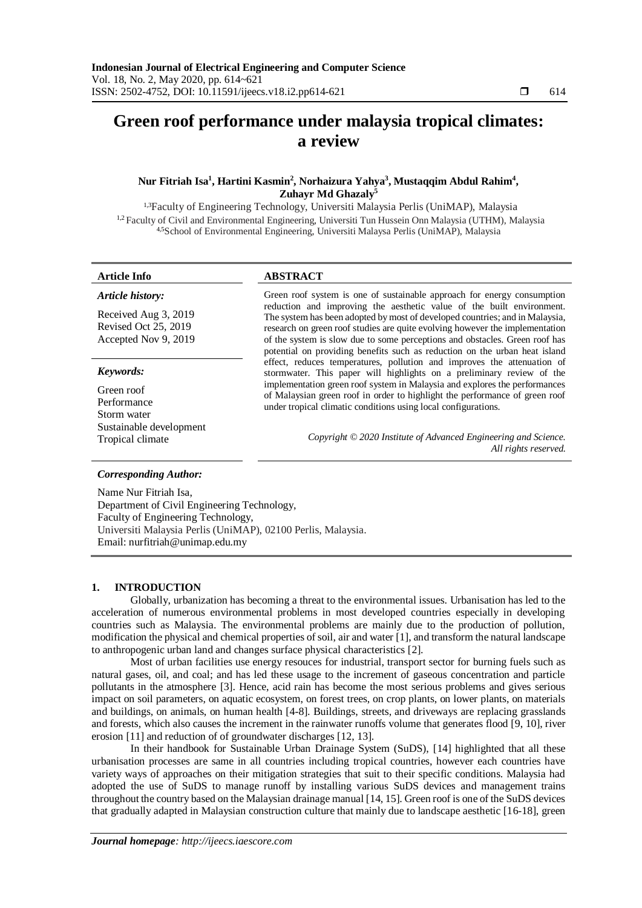# Green roof performance under malaysia tropical climates: a review

**Nur Fitriah Isa[1], Hartini Kasmin[2], Norhaizura Yahya[3], Mustaqqim Abdul Rahim[4], Zuhayr Md Ghazaly[5]**

[1,3]Faculty of Engineering Technology, Universiti Malaysia Perlis (UniMAP), Malaysia
[1,2] Faculty of Civil and Environmental Engineering, Universiti Tun Hussein Onn Malaysia (UTHM), Malaysia
[4,5]School of Environmental Engineering, Universiti Malaysa Perlis (UniMAP), Malaysia

**Article Info**

*Article history:*

Received Aug 3, 2019
Revised Oct 25, 2019
Accepted Nov 9, 2019

*Keywords:*

Green roof
Performance
Storm water
Sustainable development
Tropical climate

**ABSTRACT**

Green roof system is one of sustainable approach for energy consumption reduction and improving the aesthetic value of the built environment. The system has been adopted by most of developed countries; and in Malaysia, research on green roof studies are quite evolving however the implementation of the system is slow due to some perceptions and obstacles. Green roof has potential on providing benefits such as reduction on the urban heat island effect, reduces temperatures, pollution and improves the attenuation of stormwater. This paper will highlights on a preliminary review of the implementation green roof system in Malaysia and explores the performances of Malaysian green roof in order to highlight the performance of green roof under tropical climatic conditions using local configurations.

*Copyright © 2020 Institute of Advanced Engineering and Science. All rights reserved.*

*Corresponding Author:*

Name Nur Fitriah Isa,
Department of Civil Engineering Technology,
Faculty of Engineering Technology,
Universiti Malaysia Perlis (UniMAP), 02100 Perlis, Malaysia.
Email: nurfitriah@unimap.edu.my

## 1. INTRODUCTION

Globally, urbanization has becoming a threat to the environmental issues. Urbanisation has led to the acceleration of numerous environmental problems in most developed countries especially in developing countries such as Malaysia. The environmental problems are mainly due to the production of pollution, modification the physical and chemical properties of soil, air and water [1], and transform the natural landscape to anthropogenic urban land and changes surface physical characteristics [2].

Most of urban facilities use energy resouces for industrial, transport sector for burning fuels such as natural gases, oil, and coal; and has led these usage to the increment of gaseous concentration and particle pollutants in the atmosphere [3]. Hence, acid rain has become the most serious problems and gives serious impact on soil parameters, on aquatic ecosystem, on forest trees, on crop plants, on lower plants, on materials and buildings, on animals, on human health [4-8]. Buildings, streets, and driveways are replacing grasslands and forests, which also causes the increment in the rainwater runoffs volume that generates flood [9, 10], river erosion [11] and reduction of of groundwater discharges [12, 13].

In their handbook for Sustainable Urban Drainage System (SuDS), [14] highlighted that all these urbanisation processes are same in all countries including tropical countries, however each countries have variety ways of approaches on their mitigation strategies that suit to their specific conditions. Malaysia had adopted the use of SuDS to manage runoff by installing various SuDS devices and management trains throughout the country based on the Malaysian drainage manual [14, 15]. Green roof is one of the SuDS devices that gradually adapted in Malaysian construction culture that mainly due to landscape aesthetic [16-18], green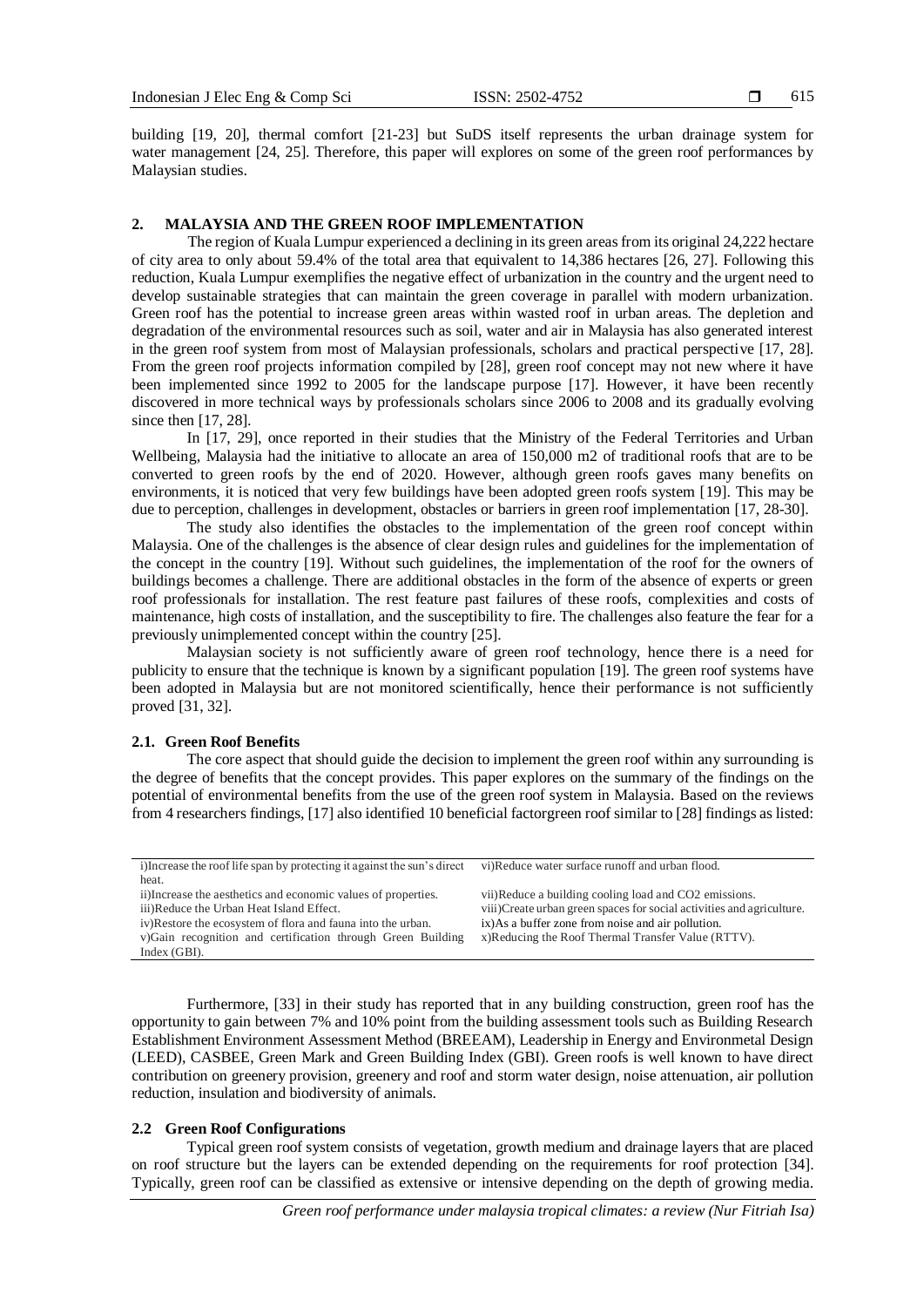building [19, 20], thermal comfort [21-23] but SuDS itself represents the urban drainage system for water management [24, 25]. Therefore, this paper will explores on some of the green roof performances by Malaysian studies.

## 2. MALAYSIA AND THE GREEN ROOF IMPLEMENTATION

The region of Kuala Lumpur experienced a declining in its green areas from its original 24,222 hectare of city area to only about 59.4% of the total area that equivalent to 14,386 hectares [26, 27]. Following this reduction, Kuala Lumpur exemplifies the negative effect of urbanization in the country and the urgent need to develop sustainable strategies that can maintain the green coverage in parallel with modern urbanization. Green roof has the potential to increase green areas within wasted roof in urban areas. The depletion and degradation of the environmental resources such as soil, water and air in Malaysia has also generated interest in the green roof system from most of Malaysian professionals, scholars and practical perspective [17, 28]. From the green roof projects information compiled by [28], green roof concept may not new where it have been implemented since 1992 to 2005 for the landscape purpose [17]. However, it have been recently discovered in more technical ways by professionals scholars since 2006 to 2008 and its gradually evolving since then [17, 28].

In [17, 29], once reported in their studies that the Ministry of the Federal Territories and Urban Wellbeing, Malaysia had the initiative to allocate an area of 150,000 m2 of traditional roofs that are to be converted to green roofs by the end of 2020. However, although green roofs gaves many benefits on environments, it is noticed that very few buildings have been adopted green roofs system [19]. This may be due to perception, challenges in development, obstacles or barriers in green roof implementation [17, 28-30].

The study also identifies the obstacles to the implementation of the green roof concept within Malaysia. One of the challenges is the absence of clear design rules and guidelines for the implementation of the concept in the country [19]. Without such guidelines, the implementation of the roof for the owners of buildings becomes a challenge. There are additional obstacles in the form of the absence of experts or green roof professionals for installation. The rest feature past failures of these roofs, complexities and costs of maintenance, high costs of installation, and the susceptibility to fire. The challenges also feature the fear for a previously unimplemented concept within the country [25].

Malaysian society is not sufficiently aware of green roof technology, hence there is a need for publicity to ensure that the technique is known by a significant population [19]. The green roof systems have been adopted in Malaysia but are not monitored scientifically, hence their performance is not sufficiently proved [31, 32].

### 2.1. Green Roof Benefits

The core aspect that should guide the decision to implement the green roof within any surrounding is the degree of benefits that the concept provides. This paper explores on the summary of the findings on the potential of environmental benefits from the use of the green roof system in Malaysia. Based on the reviews from 4 researchers findings, [17] also identified 10 beneficial factorgreen roof similar to [28] findings as listed:

| | |
|---|---|
| i)Increase the roof life span by protecting it against the sun's direct heat. | vi)Reduce water surface runoff and urban flood. |
| ii)Increase the aesthetics and economic values of properties. | vii)Reduce a building cooling load and CO2 emissions. |
| iii)Reduce the Urban Heat Island Effect. | viii)Create urban green spaces for social activities and agriculture. |
| iv)Restore the ecosystem of flora and fauna into the urban. | ix)As a buffer zone from noise and air pollution. |
| v)Gain recognition and certification through Green Building Index (GBI). | x)Reducing the Roof Thermal Transfer Value (RTTV). |

Furthermore, [33] in their study has reported that in any building construction, green roof has the opportunity to gain between 7% and 10% point from the building assessment tools such as Building Research Establishment Environment Assessment Method (BREEAM), Leadership in Energy and Environmetal Design (LEED), CASBEE, Green Mark and Green Building Index (GBI). Green roofs is well known to have direct contribution on greenery provision, greenery and roof and storm water design, noise attenuation, air pollution reduction, insulation and biodiversity of animals.

### 2.2 Green Roof Configurations

Typical green roof system consists of vegetation, growth medium and drainage layers that are placed on roof structure but the layers can be extended depending on the requirements for roof protection [34]. Typically, green roof can be classified as extensive or intensive depending on the depth of growing media.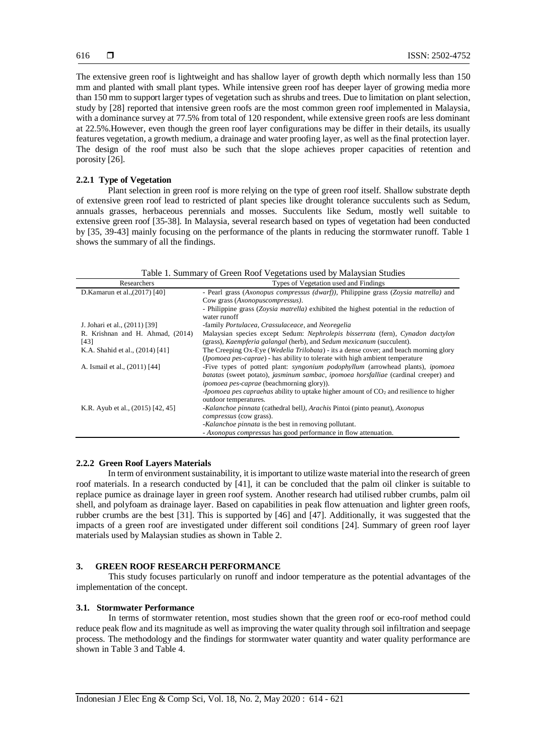The extensive green roof is lightweight and has shallow layer of growth depth which normally less than 150 mm and planted with small plant types. While intensive green roof has deeper layer of growing media more than 150 mm to support larger types of vegetation such as shrubs and trees. Due to limitation on plant selection, study by [28] reported that intensive green roofs are the most common green roof implemented in Malaysia, with a dominance survey at 77.5% from total of 120 respondent, while extensive green roofs are less dominant at 22.5%.However, even though the green roof layer configurations may be differ in their details, its usually features vegetation, a growth medium, a drainage and water proofing layer, as well as the final protection layer. The design of the roof must also be such that the slope achieves proper capacities of retention and porosity [26].

### 2.2.1 Type of Vegetation

Plant selection in green roof is more relying on the type of green roof itself. Shallow substrate depth of extensive green roof lead to restricted of plant species like drought tolerance succulents such as Sedum, annuals grasses, herbaceous perennials and mosses. Succulents like Sedum, mostly well suitable to extensive green roof [35-38]. In Malaysia, several research based on types of vegetation had been conducted by [35, 39-43] mainly focusing on the performance of the plants in reducing the stormwater runoff. Table 1 shows the summary of all the findings.

Table 1. Summary of Green Roof Vegetations used by Malaysian Studies

| Researchers | Types of Vegetation used and Findings |
|---|---|
| D.Kamarun et al.,(2017) [40] | - Pearl grass (*Axonopus compressus (dwarf)*), Philippine grass (*Zoysia matrella)* and Cow grass (*Axonopuscompressus)*.<br>- Philippine grass (*Zoysia matrella)* exhibited the highest potential in the reduction of water runoff |
| J. Johari et al., (2011) [39] | -family *Portulacea, Crassulaceace*, and *Neoregelia* |
| R. Krishnan and H. Ahmad, (2014) [43] | Malaysian species except Sedum: *Nephrolepis bisserrata* (fern), *Cynadon dactylon* (grass), *Kaempferia galangal* (herb), and *Sedum mexicanum* (succulent). |
| K.A. Shahid et al., (2014) [41] | The Creeping Ox-Eye (*Wedelia Trilobata*) - its a dense cover; and beach morning glory (*Ipomoea pes-caprae*) - has ability to tolerate with high ambient temperature |
| A. Ismail et al., (2011) [44] | -Five types of potted plant: *syngonium podophyllum* (arrowhead plants), *ipomoea batatas* (sweet potato), *jasminum sambac*, *ipomoea horsfalliae* (cardinal creeper) and *ipomoea pes-caprae* (beachmorning glory)).<br>-*Ipomoea pes capraehas* ability to uptake higher amount of $CO_2$ and resilience to higher outdoor temperatures. |
| K.R. Ayub et al., (2015) [42, 45] | -*Kalanchoe pinnata* (cathedral bell), *Arachis* Pintoi (pinto peanut), *Axonopus compressus* (cow grass).<br>-*Kalanchoe pinnata* is the best in removing pollutant.<br>- *Axonopus compressus* has good performance in flow attenuation. |

### 2.2.2 Green Roof Layers Materials

In term of environment sustainability, it is important to utilize waste material into the research of green roof materials. In a research conducted by [41], it can be concluded that the palm oil clinker is suitable to replace pumice as drainage layer in green roof system. Another research had utilised rubber crumbs, palm oil shell, and polyfoam as drainage layer. Based on capabilities in peak flow attenuation and lighter green roofs, rubber crumbs are the best [31]. This is supported by [46] and [47]. Additionally, it was suggested that the impacts of a green roof are investigated under different soil conditions [24]. Summary of green roof layer materials used by Malaysian studies as shown in Table 2.

## 3. GREEN ROOF RESEARCH PERFORMANCE

This study focuses particularly on runoff and indoor temperature as the potential advantages of the implementation of the concept.

### 3.1. Stormwater Performance

In terms of stormwater retention, most studies shown that the green roof or eco-roof method could reduce peak flow and its magnitude as well as improving the water quality through soil infiltration and seepage process. The methodology and the findings for stormwater water quantity and water quality performance are shown in Table 3 and Table 4.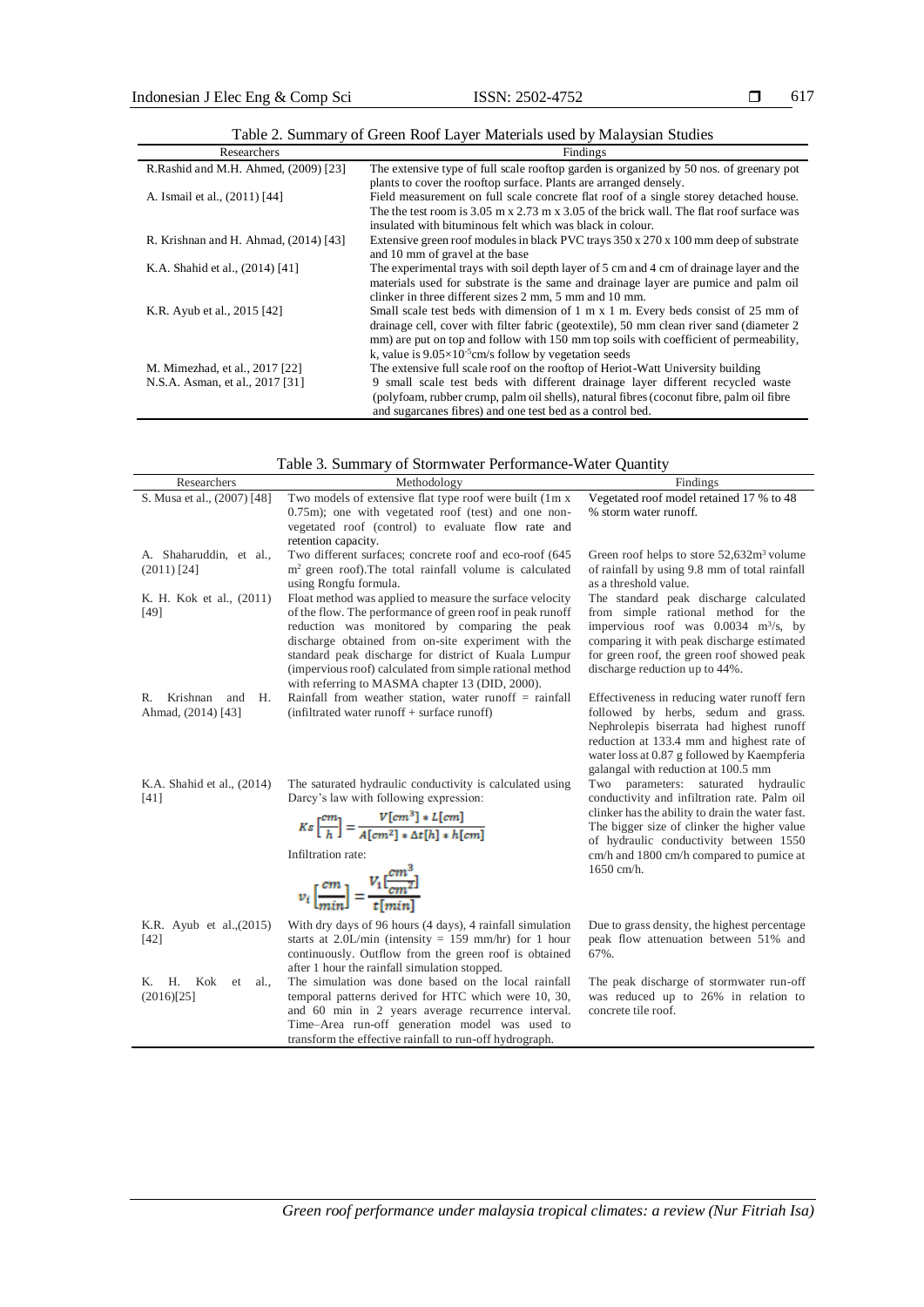Table 2. Summary of Green Roof Layer Materials used by Malaysian Studies

| Researchers | Findings |
|---|---|
| R.Rashid and M.H. Ahmed, (2009) [23] | The extensive type of full scale rooftop garden is organized by 50 nos. of greenary pot plants to cover the rooftop surface. Plants are arranged densely. |
| A. Ismail et al., (2011) [44] | Field measurement on full scale concrete flat roof of a single storey detached house. The the test room is 3.05 m x 2.73 m x 3.05 of the brick wall. The flat roof surface was insulated with bituminous felt which was black in colour. |
| R. Krishnan and H. Ahmad, (2014) [43] | Extensive green roof modules in black PVC trays 350 x 270 x 100 mm deep of substrate and 10 mm of gravel at the base |
| K.A. Shahid et al., (2014) [41] | The experimental trays with soil depth layer of 5 cm and 4 cm of drainage layer and the materials used for substrate is the same and drainage layer are pumice and palm oil clinker in three different sizes 2 mm, 5 mm and 10 mm. |
| K.R. Ayub et al., 2015 [42] | Small scale test beds with dimension of 1 m x 1 m. Every beds consist of 25 mm of drainage cell, cover with filter fabric (geotextile), 50 mm clean river sand (diameter 2 mm) are put on top and follow with 150 mm top soils with coefficient of permeability, k, value is $9.05\times10^{-5}$cm/s follow by vegetation seeds |
| M. Mimezhad, et al., 2017 [22] | The extensive full scale roof on the rooftop of Heriot-Watt University building |
| N.S.A. Asman, et al., 2017 [31] | 9 small scale test beds with different drainage layer different recycled waste (polyfoam, rubber crump, palm oil shells), natural fibres (coconut fibre, palm oil fibre and sugarcanes fibres) and one test bed as a control bed. |

Table 3. Summary of Stormwater Performance-Water Quantity

| Researchers | Methodology | Findings |
|---|---|---|
| S. Musa et al., (2007) [48] | Two models of extensive flat type roof were built (1m x 0.75m); one with vegetated roof (test) and one non-vegetated roof (control) to evaluate flow rate and retention capacity. | Vegetated roof model retained 17 % to 48 % storm water runoff. |
| A. Shaharuddin, et al., (2011) [24] | Two different surfaces; concrete roof and eco-roof (645 $m^2$ green roof).The total rainfall volume is calculated using Rongfu formula. | Green roof helps to store 52,632$m^3$ volume of rainfall by using 9.8 mm of total rainfall as a threshold value. |
| K. H. Kok et al., (2011) [49] | Float method was applied to measure the surface velocity of the flow. The performance of green roof in peak runoff reduction was monitored by comparing the peak discharge obtained from on-site experiment with the standard peak discharge for district of Kuala Lumpur (impervious roof) calculated from simple rational method with referring to MASMA chapter 13 (DID, 2000). | The standard peak discharge calculated from simple rational method for the impervious roof was 0.0034 $m^3/s$, by comparing it with peak discharge estimated for green roof, the green roof showed peak discharge reduction up to 44%. |
| R. Krishnan and H. Ahmad, (2014) [43] | Rainfall from weather station, water runoff = rainfall (infiltrated water runoff + surface runoff) | Effectiveness in reducing water runoff fern followed by herbs, sedum and grass. Nephrolepis biserrata had highest runoff reduction at 133.4 mm and highest rate of water loss at 0.87 g followed by Kaempferia galangal with reduction at 100.5 mm |
| K.A. Shahid et al., (2014) [41] | The saturated hydraulic conductivity is calculated using Darcy's law with following expression: $$Ks\left[\frac{cm}{h}\right] = \frac{V[cm^3] * L[cm]}{A[cm^2] * \Delta t[h] * h[cm]}$$ Infiltration rate: $$v_i\left[\frac{cm}{min}\right] = \frac{V_i\left[\frac{cm^3}{cm^2}\right]}{t[min]}$$ | Two parameters: saturated hydraulic conductivity and infiltration rate. Palm oil clinker has the ability to drain the water fast. The bigger size of clinker the higher value of hydraulic conductivity between 1550 cm/h and 1800 cm/h compared to pumice at 1650 cm/h. |
| K.R. Ayub et al.,(2015) [42] | With dry days of 96 hours (4 days), 4 rainfall simulation starts at 2.0L/min (intensity = 159 mm/hr) for 1 hour continuously. Outflow from the green roof is obtained after 1 hour the rainfall simulation stopped. | Due to grass density, the highest percentage peak flow attenuation between 51% and 67%. |
| K. H. Kok et al., (2016)[25] | The simulation was done based on the local rainfall temporal patterns derived for HTC which were 10, 30, and 60 min in 2 years average recurrence interval. Time–Area run-off generation model was used to transform the effective rainfall to run-off hydrograph. | The peak discharge of stormwater run-off was reduced up to 26% in relation to concrete tile roof. |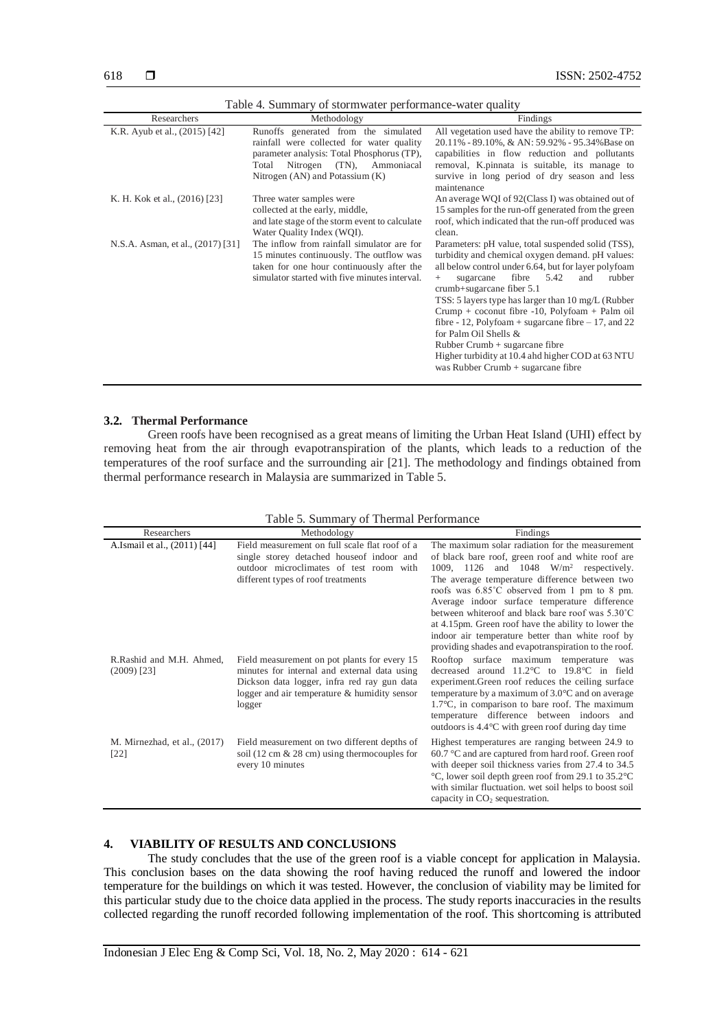Table 4. Summary of stormwater performance-water quality

| Researchers | Methodology | Findings |
|---|---|---|
| K.R. Ayub et al., (2015) [42] | Runoffs generated from the simulated rainfall were collected for water quality parameter analysis: Total Phosphorus (TP), Total Nitrogen (TN), Ammoniacal Nitrogen (AN) and Potassium (K) | All vegetation used have the ability to remove TP: 20.11% - 89.10%, & AN: 59.92% - 95.34%Base on capabilities in flow reduction and pollutants removal, K.pinnata is suitable, its manage to survive in long period of dry season and less maintenance |
| K. H. Kok et al., (2016) [23] | Three water samples were collected at the early, middle, and late stage of the storm event to calculate Water Quality Index (WQI). | An average WQI of 92(Class I) was obtained out of 15 samples for the run-off generated from the green roof, which indicated that the run-off produced was clean. |
| N.S.A. Asman, et al., (2017) [31] | The inflow from rainfall simulator are for 15 minutes continuously. The outflow was taken for one hour continuously after the simulator started with five minutes interval. | Parameters: pH value, total suspended solid (TSS), turbidity and chemical oxygen demand. pH values: all below control under 6.64, but for layer polyfoam + sugarcane fibre 5.42 and rubber crumb+sugarcane fiber 5.1<br>TSS: 5 layers type has larger than 10 mg/L (Rubber Crump + coconut fibre -10, Polyfoam + Palm oil fibre - 12, Polyfoam + sugarcane fibre – 17, and 22 for Palm Oil Shells &<br>Rubber Crumb + sugarcane fibre<br>Higher turbidity at 10.4 ahd higher COD at 63 NTU was Rubber Crumb + sugarcane fibre |

### 3.2. Thermal Performance

Green roofs have been recognised as a great means of limiting the Urban Heat Island (UHI) effect by removing heat from the air through evapotranspiration of the plants, which leads to a reduction of the temperatures of the roof surface and the surrounding air [21]. The methodology and findings obtained from thermal performance research in Malaysia are summarized in Table 5.

Table 5. Summary of Thermal Performance

| Researchers | Methodology | Findings |
|---|---|---|
| A.Ismail et al., (2011) [44] | Field measurement on full scale flat roof of a single storey detached houseof indoor and outdoor microclimates of test room with different types of roof treatments | The maximum solar radiation for the measurement of black bare roof, green roof and white roof are 1009, 1126 and 1048 W/m² respectively. The average temperature difference between two roofs was 6.85˚C observed from 1 pm to 8 pm. Average indoor surface temperature difference between whiteroof and black bare roof was 5.30˚C at 4.15pm. Green roof have the ability to lower the indoor air temperature better than white roof by providing shades and evapotranspiration to the roof. |
| R.Rashid and M.H. Ahmed, (2009) [23] | Field measurement on pot plants for every 15 minutes for internal and external data using Dickson data logger, infra red ray gun data logger and air temperature & humidity sensor logger | Rooftop surface maximum temperature was decreased around 11.2°C to 19.8°C in field experiment.Green roof reduces the ceiling surface temperature by a maximum of 3.0°C and on average 1.7°C, in comparison to bare roof. The maximum temperature difference between indoors and outdoors is 4.4°C with green roof during day time |
| M. Mirnezhad, et al., (2017) [22] | Field measurement on two different depths of soil (12 cm & 28 cm) using thermocouples for every 10 minutes | Highest temperatures are ranging between 24.9 to 60.7 °C and are captured from hard roof. Green roof with deeper soil thickness varies from 27.4 to 34.5 °C, lower soil depth green roof from 29.1 to 35.2°C with similar fluctuation. wet soil helps to boost soil capacity in $CO_2$ sequestration. |

## 4. VIABILITY OF RESULTS AND CONCLUSIONS

The study concludes that the use of the green roof is a viable concept for application in Malaysia. This conclusion bases on the data showing the roof having reduced the runoff and lowered the indoor temperature for the buildings on which it was tested. However, the conclusion of viability may be limited for this particular study due to the choice data applied in the process. The study reports inaccuracies in the results collected regarding the runoff recorded following implementation of the roof. This shortcoming is attributed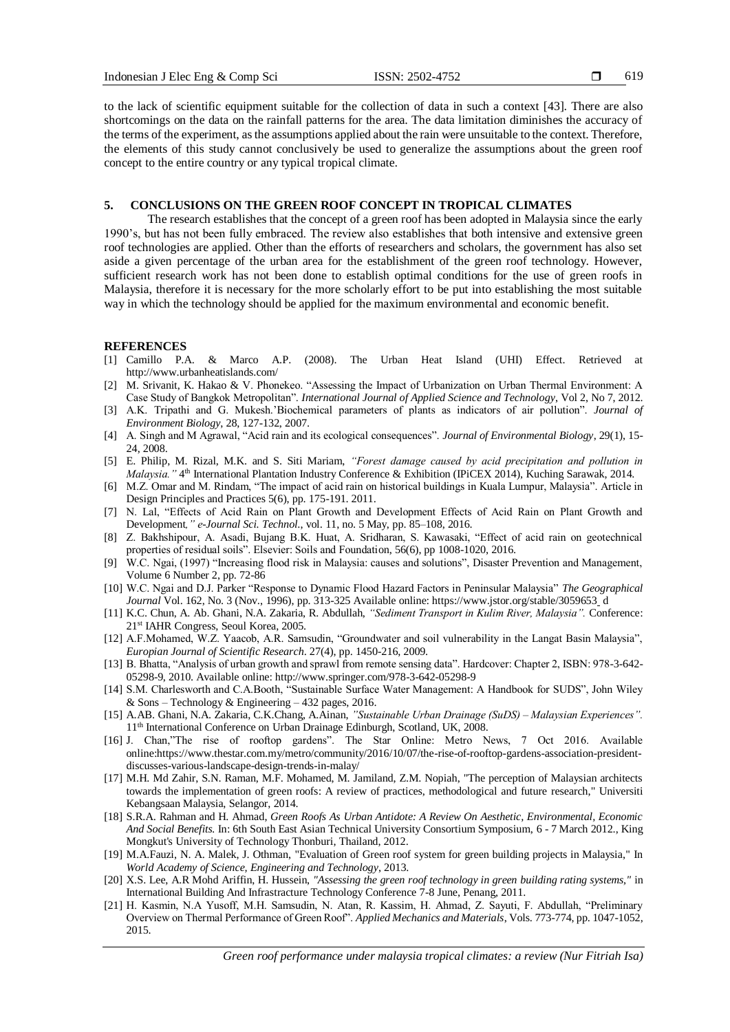to the lack of scientific equipment suitable for the collection of data in such a context [43]. There are also shortcomings on the data on the rainfall patterns for the area. The data limitation diminishes the accuracy of the terms of the experiment, as the assumptions applied about the rain were unsuitable to the context. Therefore, the elements of this study cannot conclusively be used to generalize the assumptions about the green roof concept to the entire country or any typical tropical climate.

## 5. CONCLUSIONS ON THE GREEN ROOF CONCEPT IN TROPICAL CLIMATES

The research establishes that the concept of a green roof has been adopted in Malaysia since the early 1990's, but has not been fully embraced. The review also establishes that both intensive and extensive green roof technologies are applied. Other than the efforts of researchers and scholars, the government has also set aside a given percentage of the urban area for the establishment of the green roof technology. However, sufficient research work has not been done to establish optimal conditions for the use of green roofs in Malaysia, therefore it is necessary for the more scholarly effort to be put into establishing the most suitable way in which the technology should be applied for the maximum environmental and economic benefit.

## REFERENCES

[1] Camillo P.A. & Marco A.P. (2008). The Urban Heat Island (UHI) Effect. Retrieved at http://www.urbanheatislands.com/

[2] M. Srivanit, K. Hakao & V. Phonekeo. "Assessing the Impact of Urbanization on Urban Thermal Environment: A Case Study of Bangkok Metropolitan". *International Journal of Applied Science and Technology*, Vol 2, No 7, 2012.

[3] A.K. Tripathi and G. Mukesh.'Biochemical parameters of plants as indicators of air pollution". *Journal of Environment Biology*, 28, 127-132, 2007.

[4] A. Singh and M Agrawal, "Acid rain and its ecological consequences". *Journal of Environmental Biology*, 29(1), 15-24, 2008.

[5] E. Philip, M. Rizal, M.K. and S. Siti Mariam, *"Forest damage caused by acid precipitation and pollution in Malaysia."* 4th International Plantation Industry Conference & Exhibition (IPiCEX 2014), Kuching Sarawak, 2014.

[6] M.Z. Omar and M. Rindam, "The impact of acid rain on historical buildings in Kuala Lumpur, Malaysia". Article in Design Principles and Practices 5(6), pp. 175-191. 2011.

[7] N. Lal, "Effects of Acid Rain on Plant Growth and Development Effects of Acid Rain on Plant Growth and Development*," e-Journal Sci. Technol.*, vol. 11, no. 5 May, pp. 85–108, 2016.

[8] Z. Bakhshipour, A. Asadi, Bujang B.K. Huat, A. Sridharan, S. Kawasaki, "Effect of acid rain on geotechnical properties of residual soils". Elsevier: Soils and Foundation, 56(6), pp 1008-1020, 2016.

[9] W.C. Ngai, (1997) "Increasing flood risk in Malaysia: causes and solutions", Disaster Prevention and Management, Volume 6 Number 2, pp. 72-86

[10] W.C. Ngai and D.J. Parker "Response to Dynamic Flood Hazard Factors in Peninsular Malaysia" *The Geographical Journal* Vol. 162, No. 3 (Nov., 1996), pp. 313-325 Available online: https://www.jstor.org/stable/3059653_d

[11] K.C. Chun, A. Ab. Ghani, N.A. Zakaria, R. Abdullah, *"Sediment Transport in Kulim River, Malaysia".* Conference: 21st IAHR Congress, Seoul Korea, 2005.

[12] A.F.Mohamed, W.Z. Yaacob, A.R. Samsudin, "Groundwater and soil vulnerability in the Langat Basin Malaysia", *Europian Journal of Scientific Research*. 27(4), pp. 1450-216, 2009.

[13] B. Bhatta, "Analysis of urban growth and sprawl from remote sensing data". Hardcover: Chapter 2, ISBN: 978-3-642-05298-9, 2010. Available online: http://www.springer.com/978-3-642-05298-9

[14] S.M. Charlesworth and C.A.Booth, "Sustainable Surface Water Management: A Handbook for SUDS", John Wiley & Sons – Technology & Engineering – 432 pages, 2016.

[15] A.AB. Ghani, N.A. Zakaria, C.K.Chang, A.Ainan, *"Sustainable Urban Drainage (SuDS) – Malaysian Experiences".* 11th International Conference on Urban Drainage Edinburgh, Scotland, UK, 2008.

[16] J. Chan,"The rise of rooftop gardens". The Star Online: Metro News, 7 Oct 2016. Available online:https://www.thestar.com.my/metro/community/2016/10/07/the-rise-of-rooftop-gardens-association-president-discusses-various-landscape-design-trends-in-malay/

[17] M.H. Md Zahir, S.N. Raman, M.F. Mohamed, M. Jamiland, Z.M. Nopiah, "The perception of Malaysian architects towards the implementation of green roofs: A review of practices, methodological and future research," Universiti Kebangsaan Malaysia, Selangor, 2014.

[18] S.R.A. Rahman and H. Ahmad, *Green Roofs As Urban Antidote: A Review On Aesthetic, Environmental, Economic And Social Benefits.* In: 6th South East Asian Technical University Consortium Symposium, 6 - 7 March 2012., King Mongkut's University of Technology Thonburi, Thailand, 2012.

[19] M.A.Fauzi, N. A. Malek, J. Othman, "Evaluation of Green roof system for green building projects in Malaysia," In *World Academy of Science, Engineering and Technology*, 2013.

[20] X.S. Lee, A.R Mohd Ariffin, H. Hussein, *"Assessing the green roof technology in green building rating systems,"* in International Building And Infrastructure Technology Conference 7-8 June, Penang, 2011.

[21] H. Kasmin, N.A Yusoff, M.H. Samsudin, N. Atan, R. Kassim, H. Ahmad, Z. Sayuti, F. Abdullah, "Preliminary Overview on Thermal Performance of Green Roof". *Applied Mechanics and Materials*, Vols. 773-774, pp. 1047-1052, 2015.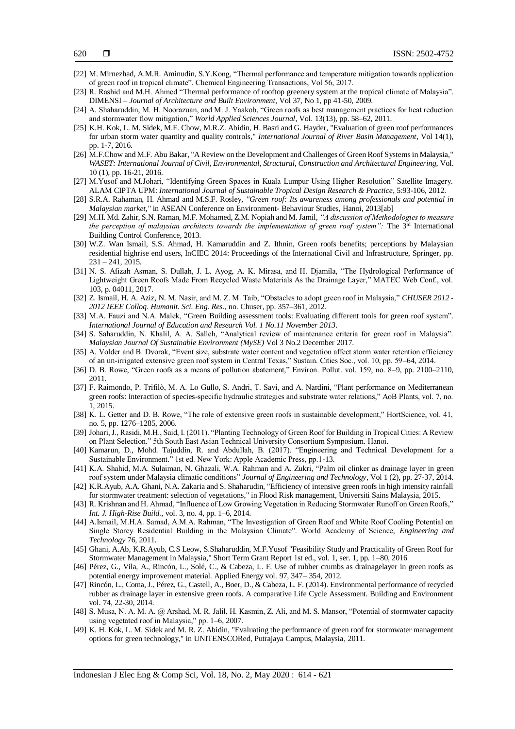[22] M. Mirnezhad, A.M.R. Aminudin, S.Y.Kong, "Thermal performance and temperature mitigation towards application of green roof in tropical climate". Chemical Engineering Transactions, Vol 56, 2017.

[23] R. Rashid and M.H. Ahmed "Thermal performance of rooftop greenery system at the tropical climate of Malaysia". DIMENSI – *Journal of Architecture and Built Environment*, Vol 37, No 1, pp 41-50, 2009.

[24] A. Shaharuddin, M. H. Noorazuan, and M. J. Yaakob, "Green roofs as best management practices for heat reduction and stormwater flow mitigation," *World Applied Sciences Journal*, Vol. 13(13), pp. 58–62, 2011.

[25] K.H. Kok, L. M. Sidek, M.F. Chow, M.R.Z. Abidin, H. Basri and G. Hayder, "Evaluation of green roof performances for urban storm water quantity and quality controls," *International Journal of River Basin Management*, Vol 14(1), pp. 1-7, 2016.

[26] M.F.Chow and M.F. Abu Bakar, "A Review on the Development and Challenges of Green Roof Systems in Malaysia," *WASET: International Journal of Civil, Environmental, Structural, Construction and Architectural Engineering*, Vol. 10 (1), pp. 16-21, 2016.

[27] M.Yusof and M.Johari, "Identifying Green Spaces in Kuala Lumpur Using Higher Resolution" Satellite Imagery. ALAM CIPTA UPM: *International Journal of Sustainable Tropical Design Research & Practice*, 5:93-106, 2012.

[28] S.R.A. Rahaman, H. Ahmad and M.S.F. Rosley, *"Green roof: Its awareness among professionals and potential in Malaysian market,"* in ASEAN Conference on Environment- Behaviour Studies, Hanoi, 2013[ab]

[29] M.H. Md. Zahir, S.N. Raman, M.F. Mohamed, Z.M. Nopiah and M. Jamil, *"A discussion of Methodologies to measure the perception of malaysian architects towards the implementation of green roof system":* The 3[rd] International Building Control Conference, 2013.

[30] W.Z. Wan Ismail, S.S. Ahmad, H. Kamaruddin and Z. Ithnin, Green roofs benefits; perceptions by Malaysian residential highrise end users, InCIEC 2014: Proceedings of the International Civil and Infrastructure, Springer, pp. 231 – 241, 2015.

[31] N. S. Afizah Asman, S. Dullah, J. L. Ayog, A. K. Mirasa, and H. Djamila, "The Hydrological Performance of Lightweight Green Roofs Made From Recycled Waste Materials As the Drainage Layer," MATEC Web Conf., vol. 103, p. 04011, 2017.

[32] Z. Ismail, H. A. Aziz, N. M. Nasir, and M. Z. M. Taib, "Obstacles to adopt green roof in Malaysia," *CHUSER 2012 - 2012 IEEE Colloq. Humanit. Sci. Eng. Res.*, no. Chuser, pp. 357–361, 2012.

[33] M.A. Fauzi and N.A. Malek, "Green Building assessment tools: Evaluating different tools for green roof system". *International Journal of Education and Research Vol. 1 No.11 November 2013*.

[34] S. Saharuddin, N. Khalil, A. A. Salleh, "Analytical review of maintenance criteria for green roof in Malaysia". *Malaysian Journal Of Sustainable Environment (MySE)* Vol 3 No.2 December 2017.

[35] A. Volder and B. Dvorak, "Event size, substrate water content and vegetation affect storm water retention efficiency of an un-irrigated extensive green roof system in Central Texas," Sustain. Cities Soc., vol. 10, pp. 59–64, 2014.

[36] D. B. Rowe, "Green roofs as a means of pollution abatement," Environ. Pollut. vol. 159, no. 8–9, pp. 2100–2110, 2011.

[37] F. Raimondo, P. Trifilò, M. A. Lo Gullo, S. Andri, T. Savi, and A. Nardini, "Plant performance on Mediterranean green roofs: Interaction of species-specific hydraulic strategies and substrate water relations," AoB Plants, vol. 7, no. 1, 2015.

[38] K. L. Getter and D. B. Rowe, "The role of extensive green roofs in sustainable development," HortScience, vol. 41, no. 5, pp. 1276–1285, 2006.

[39] Johari, J., Rasidi, M.H., Said, I. (2011). "Planting Technology of Green Roof for Building in Tropical Cities: A Review on Plant Selection." 5th South East Asian Technical University Consortium Symposium. Hanoi.

[40] Kamarun, D., Mohd. Tajuddin, R. and Abdullah, B. (2017). "Engineering and Technical Development for a Sustainable Environment." 1st ed. New York: Apple Academic Press, pp.1-13.

[41] K.A. Shahid, M.A. Sulaiman, N. Ghazali, W.A. Rahman and A. Zukri, "Palm oil clinker as drainage layer in green roof system under Malaysia climatic conditions" *Journal of Engineering and Technology*, Vol 1 (2), pp. 27-37, 2014.

[42] K.R.Ayub, A.A. Ghani, N.A. Zakaria and S. Shaharudin, "Efficiency of intensive green roofs in high intensity rainfall for stormwater treatment: selection of vegetations," in Flood Risk management, Universiti Sains Malaysia, 2015.

[43] R. Krishnan and H. Ahmad, "Influence of Low Growing Vegetation in Reducing Stormwater Runoff on Green Roofs," *Int. J. High-Rise Build.*, vol. 3, no. 4, pp. 1–6, 2014.

[44] A.Ismail, M.H.A. Samad, A.M.A. Rahman, "The Investigation of Green Roof and White Roof Cooling Potential on Single Storey Residential Building in the Malaysian Climate". World Academy of Science, *Engineering and Technology* 76, 2011.

[45] Ghani, A.Ab, K.R.Ayub, C.S Leow, S.Shaharuddin, M.F.Yusof "Feasibility Study and Practicality of Green Roof for Stormwater Management in Malaysia," Short Term Grant Report 1st ed., vol. 1, ser. 1, pp. 1–80, 2016

[46] Pérez, G., Vila, A., Rincón, L., Solé, C., & Cabeza, L. F. Use of rubber crumbs as drainagelayer in green roofs as potential energy improvement material. Applied Energy vol. 97, 347– 354, 2012.

[47] Rincón, L., Coma, J., Pérez, G., Castell, A., Boer, D., & Cabeza, L. F. (2014). Environmental performance of recycled rubber as drainage layer in extensive green roofs. A comparative Life Cycle Assessment. Building and Environment vol. 74, 22-30, 2014.

[48] S. Musa, N. A. M. A. @ Arshad, M. R. Jalil, H. Kasmin, Z. Ali, and M. S. Mansor, "Potential of stormwater capacity using vegetated roof in Malaysia," pp. 1–6, 2007.

[49] K. H. Kok, L. M. Sidek and M. R. Z. Abidin, "Evaluating the performance of green roof for stormwater management options for green technology," in UNITENSCORed, Putrajaya Campus, Malaysia, 2011.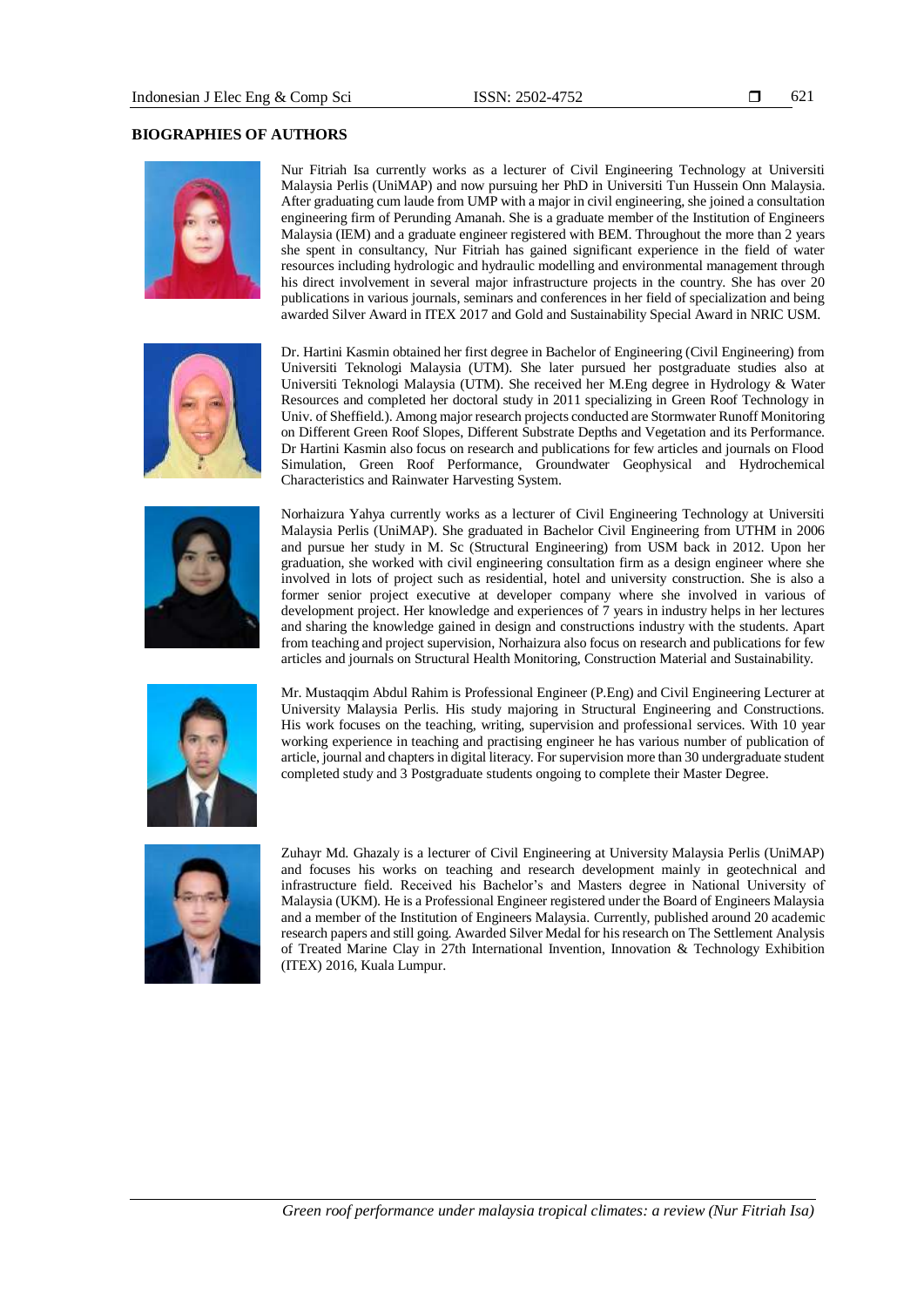**BIOGRAPHIES OF AUTHORS**

Nur Fitriah Isa currently works as a lecturer of Civil Engineering Technology at Universiti Malaysia Perlis (UniMAP) and now pursuing her PhD in Universiti Tun Hussein Onn Malaysia. After graduating cum laude from UMP with a major in civil engineering, she joined a consultation engineering firm of Perunding Amanah. She is a graduate member of the Institution of Engineers Malaysia (IEM) and a graduate engineer registered with BEM. Throughout the more than 2 years she spent in consultancy, Nur Fitriah has gained significant experience in the field of water resources including hydrologic and hydraulic modelling and environmental management through his direct involvement in several major infrastructure projects in the country. She has over 20 publications in various journals, seminars and conferences in her field of specialization and being awarded Silver Award in ITEX 2017 and Gold and Sustainability Special Award in NRIC USM.

Dr. Hartini Kasmin obtained her first degree in Bachelor of Engineering (Civil Engineering) from Universiti Teknologi Malaysia (UTM). She later pursued her postgraduate studies also at Universiti Teknologi Malaysia (UTM). She received her M.Eng degree in Hydrology & Water Resources and completed her doctoral study in 2011 specializing in Green Roof Technology in Univ. of Sheffield.). Among major research projects conducted are Stormwater Runoff Monitoring on Different Green Roof Slopes, Different Substrate Depths and Vegetation and its Performance. Dr Hartini Kasmin also focus on research and publications for few articles and journals on Flood Simulation, Green Roof Performance, Groundwater Geophysical and Hydrochemical Characteristics and Rainwater Harvesting System.

Norhaizura Yahya currently works as a lecturer of Civil Engineering Technology at Universiti Malaysia Perlis (UniMAP). She graduated in Bachelor Civil Engineering from UTHM in 2006 and pursue her study in M. Sc (Structural Engineering) from USM back in 2012. Upon her graduation, she worked with civil engineering consultation firm as a design engineer where she involved in lots of project such as residential, hotel and university construction. She is also a former senior project executive at developer company where she involved in various of development project. Her knowledge and experiences of 7 years in industry helps in her lectures and sharing the knowledge gained in design and constructions industry with the students. Apart from teaching and project supervision, Norhaizura also focus on research and publications for few articles and journals on Structural Health Monitoring, Construction Material and Sustainability.

Mr. Mustaqqim Abdul Rahim is Professional Engineer (P.Eng) and Civil Engineering Lecturer at University Malaysia Perlis. His study majoring in Structural Engineering and Constructions. His work focuses on the teaching, writing, supervision and professional services. With 10 year working experience in teaching and practising engineer he has various number of publication of article, journal and chapters in digital literacy. For supervision more than 30 undergraduate student completed study and 3 Postgraduate students ongoing to complete their Master Degree.

Zuhayr Md. Ghazaly is a lecturer of Civil Engineering at University Malaysia Perlis (UniMAP) and focuses his works on teaching and research development mainly in geotechnical and infrastructure field. Received his Bachelor's and Masters degree in National University of Malaysia (UKM). He is a Professional Engineer registered under the Board of Engineers Malaysia and a member of the Institution of Engineers Malaysia. Currently, published around 20 academic research papers and still going. Awarded Silver Medal for his research on The Settlement Analysis of Treated Marine Clay in 27th International Invention, Innovation & Technology Exhibition (ITEX) 2016, Kuala Lumpur.